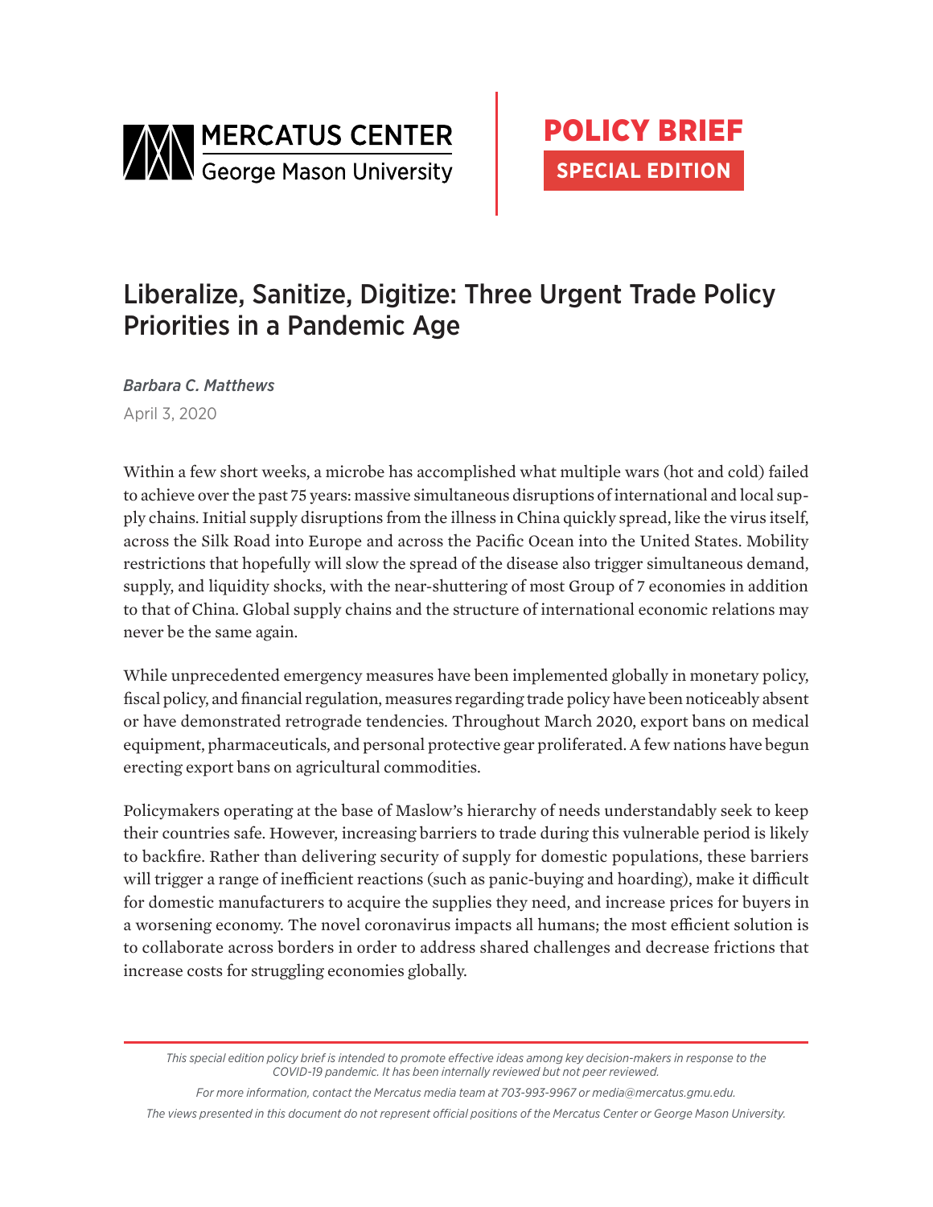MERCATUS CENTER
George Mason University

POLICY BRIEF
SPECIAL EDITION

# Liberalize, Sanitize, Digitize: Three Urgent Trade Policy Priorities in a Pandemic Age

*Barbara C. Matthews*

April 3, 2020

Within a few short weeks, a microbe has accomplished what multiple wars (hot and cold) failed to achieve over the past 75 years: massive simultaneous disruptions of international and local supply chains. Initial supply disruptions from the illness in China quickly spread, like the virus itself, across the Silk Road into Europe and across the Pacific Ocean into the United States. Mobility restrictions that hopefully will slow the spread of the disease also trigger simultaneous demand, supply, and liquidity shocks, with the near-shuttering of most Group of 7 economies in addition to that of China. Global supply chains and the structure of international economic relations may never be the same again.

While unprecedented emergency measures have been implemented globally in monetary policy, fiscal policy, and financial regulation, measures regarding trade policy have been noticeably absent or have demonstrated retrograde tendencies. Throughout March 2020, export bans on medical equipment, pharmaceuticals, and personal protective gear proliferated. A few nations have begun erecting export bans on agricultural commodities.

Policymakers operating at the base of Maslow's hierarchy of needs understandably seek to keep their countries safe. However, increasing barriers to trade during this vulnerable period is likely to backfire. Rather than delivering security of supply for domestic populations, these barriers will trigger a range of inefficient reactions (such as panic-buying and hoarding), make it difficult for domestic manufacturers to acquire the supplies they need, and increase prices for buyers in a worsening economy. The novel coronavirus impacts all humans; the most efficient solution is to collaborate across borders in order to address shared challenges and decrease frictions that increase costs for struggling economies globally.

*This special edition policy brief is intended to promote effective ideas among key decision-makers in response to the COVID-19 pandemic. It has been internally reviewed but not peer reviewed.*

*For more information, contact the Mercatus media team at 703-993-9967 or media@mercatus.gmu.edu.*

*The views presented in this document do not represent official positions of the Mercatus Center or George Mason University.*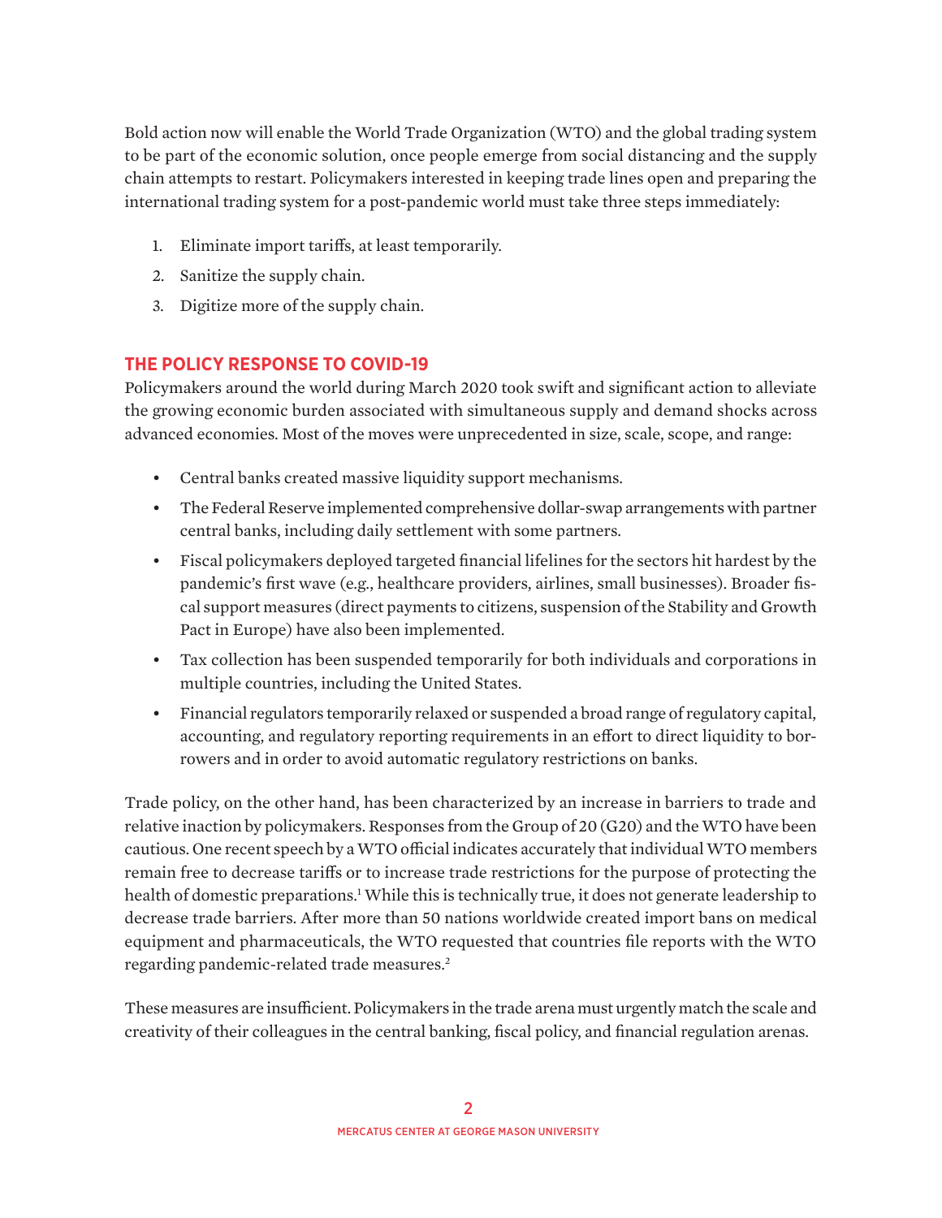Bold action now will enable the World Trade Organization (WTO) and the global trading system to be part of the economic solution, once people emerge from social distancing and the supply chain attempts to restart. Policymakers interested in keeping trade lines open and preparing the international trading system for a post-pandemic world must take three steps immediately:

1. Eliminate import tariffs, at least temporarily.
2. Sanitize the supply chain.
3. Digitize more of the supply chain.

## THE POLICY RESPONSE TO COVID-19

Policymakers around the world during March 2020 took swift and significant action to alleviate the growing economic burden associated with simultaneous supply and demand shocks across advanced economies. Most of the moves were unprecedented in size, scale, scope, and range:

- Central banks created massive liquidity support mechanisms.
- The Federal Reserve implemented comprehensive dollar-swap arrangements with partner central banks, including daily settlement with some partners.
- Fiscal policymakers deployed targeted financial lifelines for the sectors hit hardest by the pandemic's first wave (e.g., healthcare providers, airlines, small businesses). Broader fiscal support measures (direct payments to citizens, suspension of the Stability and Growth Pact in Europe) have also been implemented.
- Tax collection has been suspended temporarily for both individuals and corporations in multiple countries, including the United States.
- Financial regulators temporarily relaxed or suspended a broad range of regulatory capital, accounting, and regulatory reporting requirements in an effort to direct liquidity to borrowers and in order to avoid automatic regulatory restrictions on banks.

Trade policy, on the other hand, has been characterized by an increase in barriers to trade and relative inaction by policymakers. Responses from the Group of 20 (G20) and the WTO have been cautious. One recent speech by a WTO official indicates accurately that individual WTO members remain free to decrease tariffs or to increase trade restrictions for the purpose of protecting the health of domestic preparations.[1] While this is technically true, it does not generate leadership to decrease trade barriers. After more than 50 nations worldwide created import bans on medical equipment and pharmaceuticals, the WTO requested that countries file reports with the WTO regarding pandemic-related trade measures.[2]

These measures are insufficient. Policymakers in the trade arena must urgently match the scale and creativity of their colleagues in the central banking, fiscal policy, and financial regulation arenas.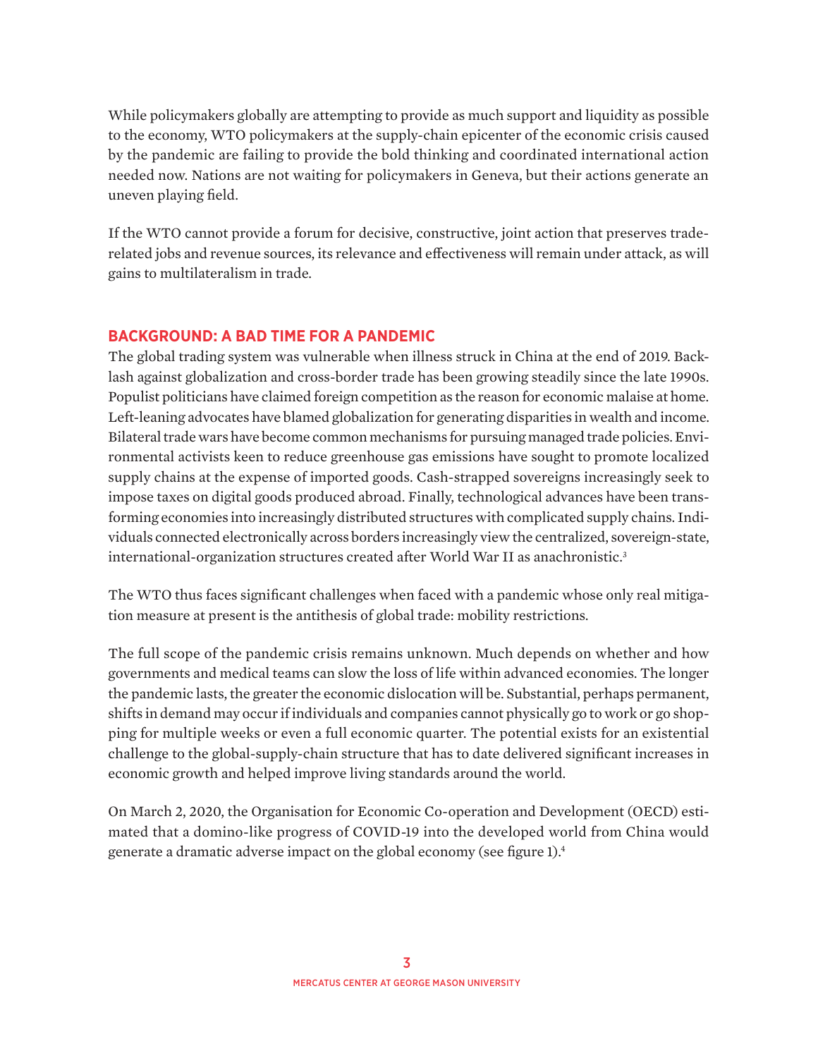While policymakers globally are attempting to provide as much support and liquidity as possible to the economy, WTO policymakers at the supply-chain epicenter of the economic crisis caused by the pandemic are failing to provide the bold thinking and coordinated international action needed now. Nations are not waiting for policymakers in Geneva, but their actions generate an uneven playing field.

If the WTO cannot provide a forum for decisive, constructive, joint action that preserves trade-related jobs and revenue sources, its relevance and effectiveness will remain under attack, as will gains to multilateralism in trade.

## BACKGROUND: A BAD TIME FOR A PANDEMIC

The global trading system was vulnerable when illness struck in China at the end of 2019. Backlash against globalization and cross-border trade has been growing steadily since the late 1990s. Populist politicians have claimed foreign competition as the reason for economic malaise at home. Left-leaning advocates have blamed globalization for generating disparities in wealth and income. Bilateral trade wars have become common mechanisms for pursuing managed trade policies. Environmental activists keen to reduce greenhouse gas emissions have sought to promote localized supply chains at the expense of imported goods. Cash-strapped sovereigns increasingly seek to impose taxes on digital goods produced abroad. Finally, technological advances have been transforming economies into increasingly distributed structures with complicated supply chains. Individuals connected electronically across borders increasingly view the centralized, sovereign-state, international-organization structures created after World War II as anachronistic.[3]

The WTO thus faces significant challenges when faced with a pandemic whose only real mitigation measure at present is the antithesis of global trade: mobility restrictions.

The full scope of the pandemic crisis remains unknown. Much depends on whether and how governments and medical teams can slow the loss of life within advanced economies. The longer the pandemic lasts, the greater the economic dislocation will be. Substantial, perhaps permanent, shifts in demand may occur if individuals and companies cannot physically go to work or go shopping for multiple weeks or even a full economic quarter. The potential exists for an existential challenge to the global-supply-chain structure that has to date delivered significant increases in economic growth and helped improve living standards around the world.

On March 2, 2020, the Organisation for Economic Co-operation and Development (OECD) estimated that a domino-like progress of COVID-19 into the developed world from China would generate a dramatic adverse impact on the global economy (see figure 1).[4]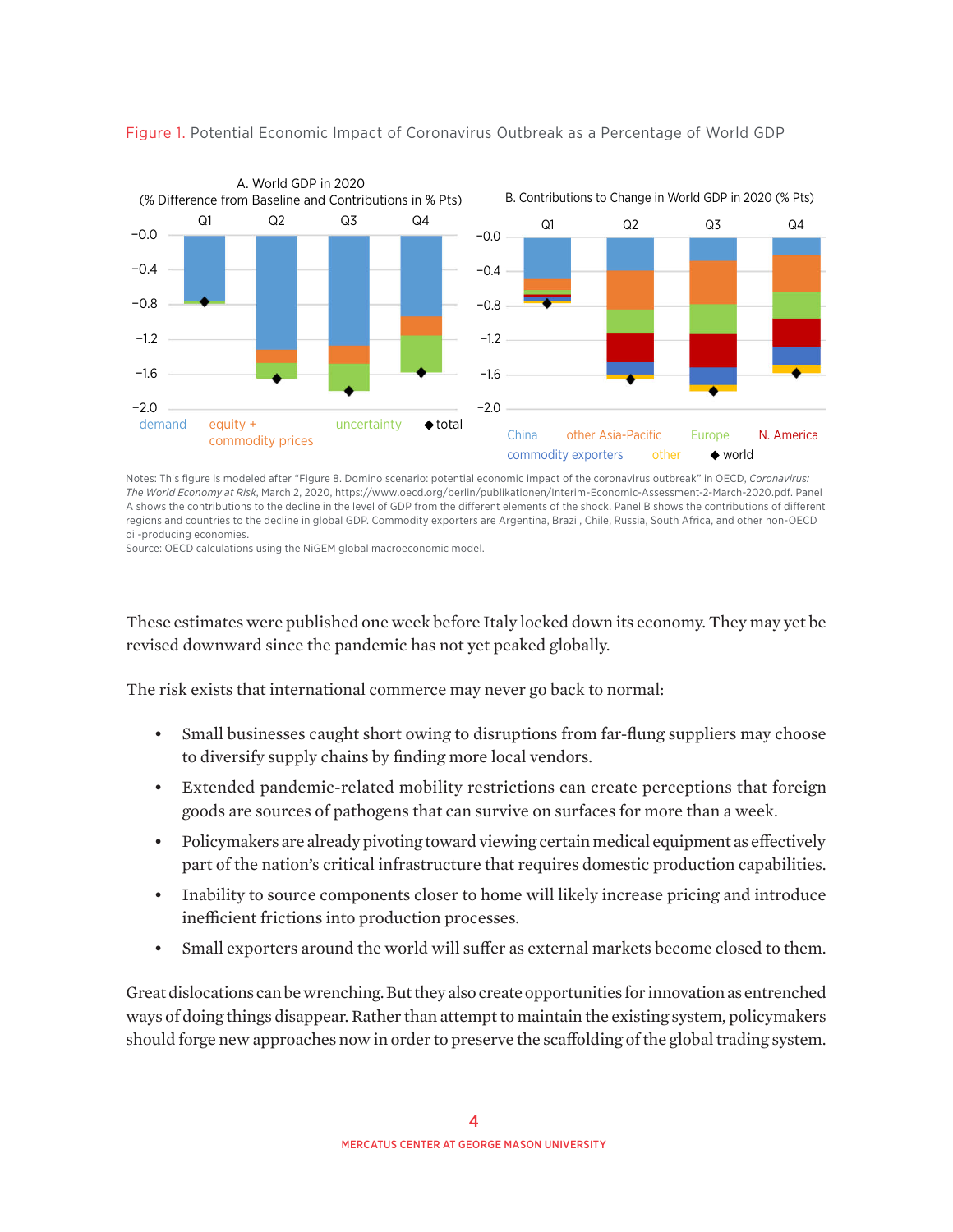Figure 1. Potential Economic Impact of Coronavirus Outbreak as a Percentage of World GDP

Notes: This figure is modeled after "Figure 8. Domino scenario: potential economic impact of the coronavirus outbreak" in OECD, *Coronavirus: The World Economy at Risk*, March 2, 2020, https://www.oecd.org/berlin/publikationen/Interim-Economic-Assessment-2-March-2020.pdf. Panel A shows the contributions to the decline in the level of GDP from the different elements of the shock. Panel B shows the contributions of different regions and countries to the decline in global GDP. Commodity exporters are Argentina, Brazil, Chile, Russia, South Africa, and other non-OECD oil-producing economies.

Source: OECD calculations using the NiGEM global macroeconomic model.

These estimates were published one week before Italy locked down its economy. They may yet be revised downward since the pandemic has not yet peaked globally.

The risk exists that international commerce may never go back to normal:

- Small businesses caught short owing to disruptions from far-flung suppliers may choose to diversify supply chains by finding more local vendors.
- Extended pandemic-related mobility restrictions can create perceptions that foreign goods are sources of pathogens that can survive on surfaces for more than a week.
- Policymakers are already pivoting toward viewing certain medical equipment as effectively part of the nation's critical infrastructure that requires domestic production capabilities.
- Inability to source components closer to home will likely increase pricing and introduce inefficient frictions into production processes.
- Small exporters around the world will suffer as external markets become closed to them.

Great dislocations can be wrenching. But they also create opportunities for innovation as entrenched ways of doing things disappear. Rather than attempt to maintain the existing system, policymakers should forge new approaches now in order to preserve the scaffolding of the global trading system.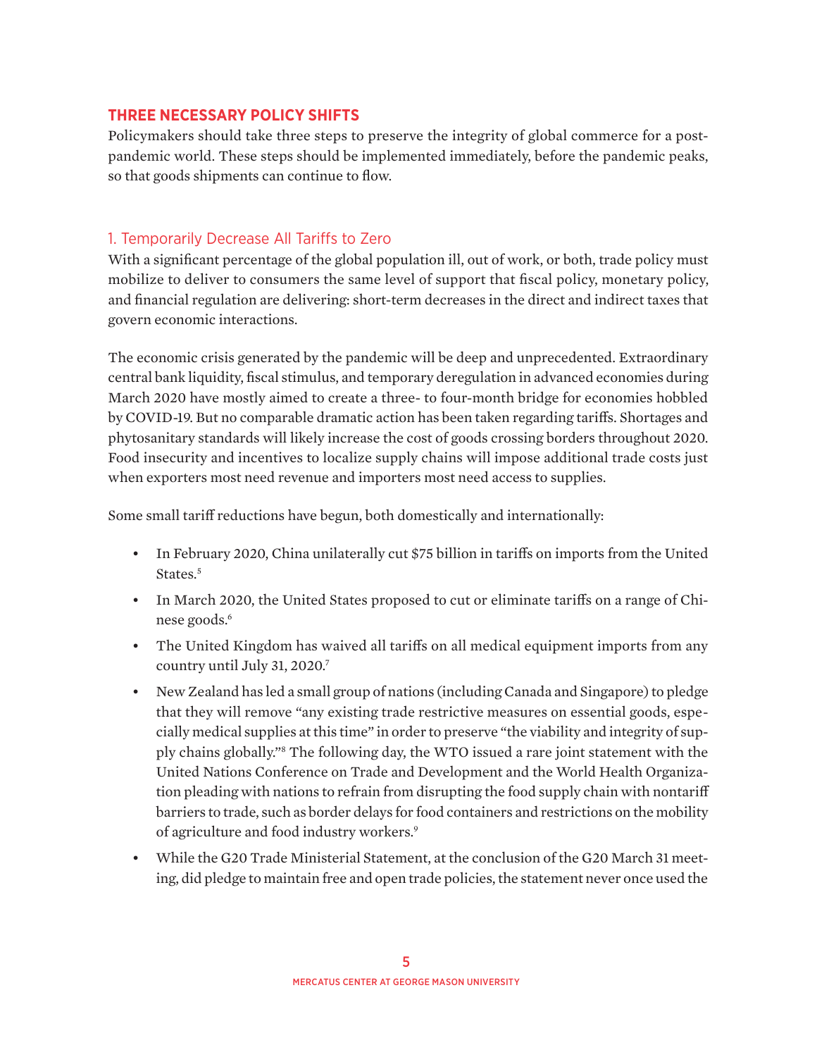## THREE NECESSARY POLICY SHIFTS

Policymakers should take three steps to preserve the integrity of global commerce for a post-pandemic world. These steps should be implemented immediately, before the pandemic peaks, so that goods shipments can continue to flow.

### 1. Temporarily Decrease All Tariffs to Zero

With a significant percentage of the global population ill, out of work, or both, trade policy must mobilize to deliver to consumers the same level of support that fiscal policy, monetary policy, and financial regulation are delivering: short-term decreases in the direct and indirect taxes that govern economic interactions.

The economic crisis generated by the pandemic will be deep and unprecedented. Extraordinary central bank liquidity, fiscal stimulus, and temporary deregulation in advanced economies during March 2020 have mostly aimed to create a three- to four-month bridge for economies hobbled by COVID-19. But no comparable dramatic action has been taken regarding tariffs. Shortages and phytosanitary standards will likely increase the cost of goods crossing borders throughout 2020. Food insecurity and incentives to localize supply chains will impose additional trade costs just when exporters most need revenue and importers most need access to supplies.

Some small tariff reductions have begun, both domestically and internationally:

- In February 2020, China unilaterally cut $75 billion in tariffs on imports from the United States.[5]
- In March 2020, the United States proposed to cut or eliminate tariffs on a range of Chinese goods.[6]
- The United Kingdom has waived all tariffs on all medical equipment imports from any country until July 31, 2020.[7]
- New Zealand has led a small group of nations (including Canada and Singapore) to pledge that they will remove "any existing trade restrictive measures on essential goods, especially medical supplies at this time" in order to preserve "the viability and integrity of supply chains globally."[8] The following day, the WTO issued a rare joint statement with the United Nations Conference on Trade and Development and the World Health Organization pleading with nations to refrain from disrupting the food supply chain with nontariff barriers to trade, such as border delays for food containers and restrictions on the mobility of agriculture and food industry workers.[9]
- While the G20 Trade Ministerial Statement, at the conclusion of the G20 March 31 meeting, did pledge to maintain free and open trade policies, the statement never once used the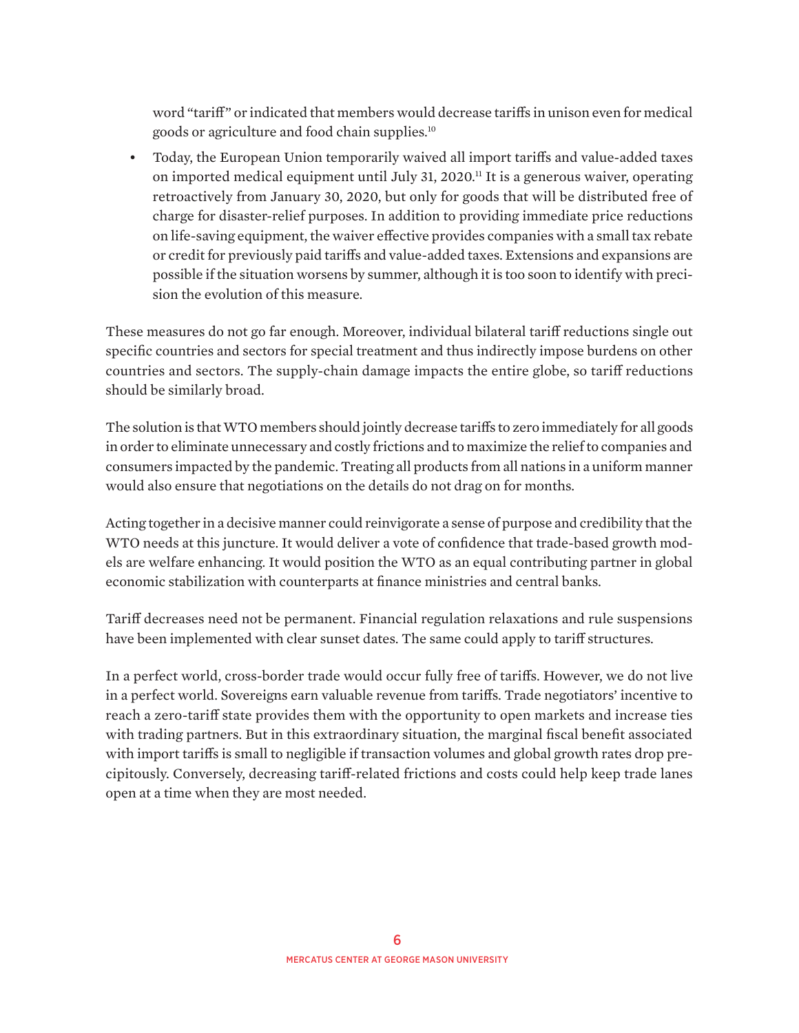word "tariff" or indicated that members would decrease tariffs in unison even for medical goods or agriculture and food chain supplies.[10]

- Today, the European Union temporarily waived all import tariffs and value-added taxes on imported medical equipment until July 31, 2020.[11] It is a generous waiver, operating retroactively from January 30, 2020, but only for goods that will be distributed free of charge for disaster-relief purposes. In addition to providing immediate price reductions on life-saving equipment, the waiver effective provides companies with a small tax rebate or credit for previously paid tariffs and value-added taxes. Extensions and expansions are possible if the situation worsens by summer, although it is too soon to identify with precision the evolution of this measure.

These measures do not go far enough. Moreover, individual bilateral tariff reductions single out specific countries and sectors for special treatment and thus indirectly impose burdens on other countries and sectors. The supply-chain damage impacts the entire globe, so tariff reductions should be similarly broad.

The solution is that WTO members should jointly decrease tariffs to zero immediately for all goods in order to eliminate unnecessary and costly frictions and to maximize the relief to companies and consumers impacted by the pandemic. Treating all products from all nations in a uniform manner would also ensure that negotiations on the details do not drag on for months.

Acting together in a decisive manner could reinvigorate a sense of purpose and credibility that the WTO needs at this juncture. It would deliver a vote of confidence that trade-based growth models are welfare enhancing. It would position the WTO as an equal contributing partner in global economic stabilization with counterparts at finance ministries and central banks.

Tariff decreases need not be permanent. Financial regulation relaxations and rule suspensions have been implemented with clear sunset dates. The same could apply to tariff structures.

In a perfect world, cross-border trade would occur fully free of tariffs. However, we do not live in a perfect world. Sovereigns earn valuable revenue from tariffs. Trade negotiators' incentive to reach a zero-tariff state provides them with the opportunity to open markets and increase ties with trading partners. But in this extraordinary situation, the marginal fiscal benefit associated with import tariffs is small to negligible if transaction volumes and global growth rates drop precipitously. Conversely, decreasing tariff-related frictions and costs could help keep trade lanes open at a time when they are most needed.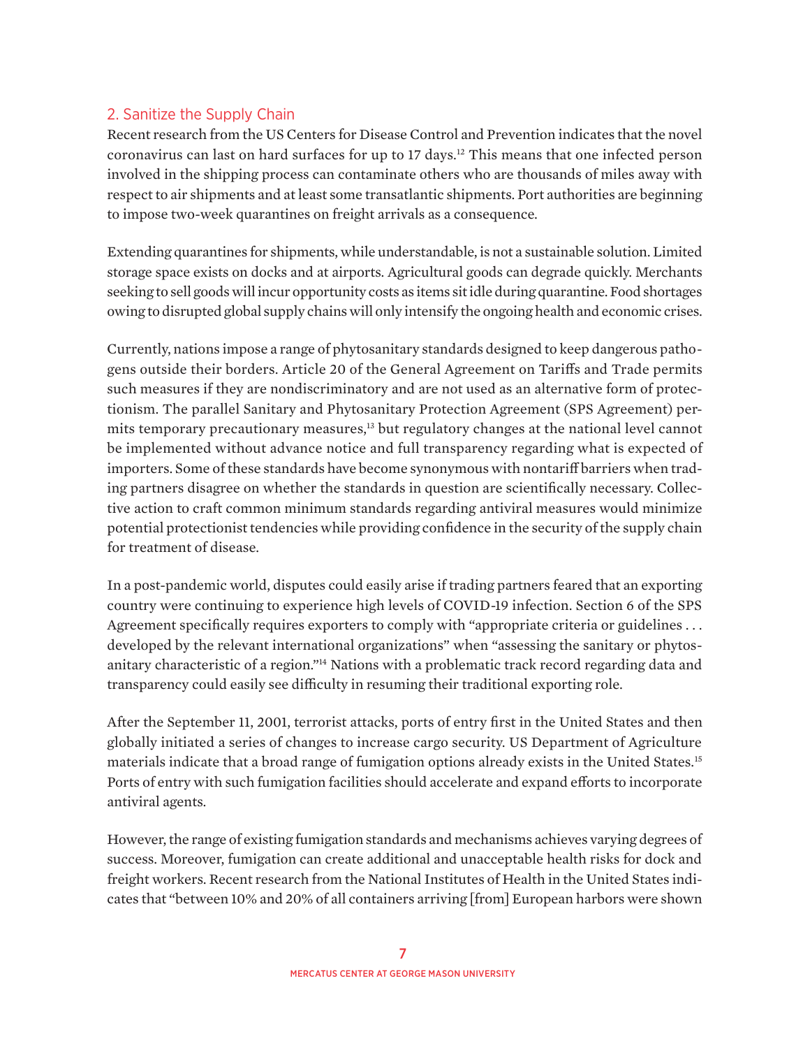## 2. Sanitize the Supply Chain

Recent research from the US Centers for Disease Control and Prevention indicates that the novel coronavirus can last on hard surfaces for up to 17 days.[12] This means that one infected person involved in the shipping process can contaminate others who are thousands of miles away with respect to air shipments and at least some transatlantic shipments. Port authorities are beginning to impose two-week quarantines on freight arrivals as a consequence.

Extending quarantines for shipments, while understandable, is not a sustainable solution. Limited storage space exists on docks and at airports. Agricultural goods can degrade quickly. Merchants seeking to sell goods will incur opportunity costs as items sit idle during quarantine. Food shortages owing to disrupted global supply chains will only intensify the ongoing health and economic crises.

Currently, nations impose a range of phytosanitary standards designed to keep dangerous pathogens outside their borders. Article 20 of the General Agreement on Tariffs and Trade permits such measures if they are nondiscriminatory and are not used as an alternative form of protectionism. The parallel Sanitary and Phytosanitary Protection Agreement (SPS Agreement) permits temporary precautionary measures,[13] but regulatory changes at the national level cannot be implemented without advance notice and full transparency regarding what is expected of importers. Some of these standards have become synonymous with nontariff barriers when trading partners disagree on whether the standards in question are scientifically necessary. Collective action to craft common minimum standards regarding antiviral measures would minimize potential protectionist tendencies while providing confidence in the security of the supply chain for treatment of disease.

In a post-pandemic world, disputes could easily arise if trading partners feared that an exporting country were continuing to experience high levels of COVID-19 infection. Section 6 of the SPS Agreement specifically requires exporters to comply with "appropriate criteria or guidelines . . . developed by the relevant international organizations" when "assessing the sanitary or phytosanitary characteristic of a region."[14] Nations with a problematic track record regarding data and transparency could easily see difficulty in resuming their traditional exporting role.

After the September 11, 2001, terrorist attacks, ports of entry first in the United States and then globally initiated a series of changes to increase cargo security. US Department of Agriculture materials indicate that a broad range of fumigation options already exists in the United States.[15] Ports of entry with such fumigation facilities should accelerate and expand efforts to incorporate antiviral agents.

However, the range of existing fumigation standards and mechanisms achieves varying degrees of success. Moreover, fumigation can create additional and unacceptable health risks for dock and freight workers. Recent research from the National Institutes of Health in the United States indicates that "between 10% and 20% of all containers arriving [from] European harbors were shown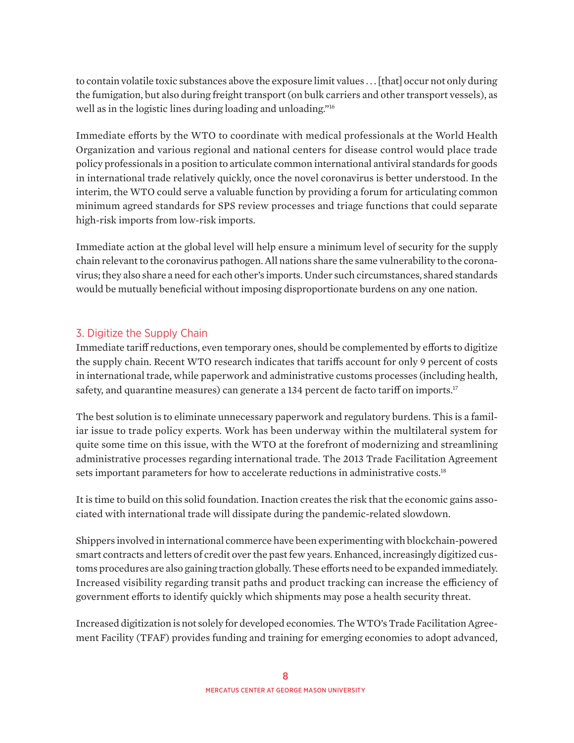to contain volatile toxic substances above the exposure limit values . . . [that] occur not only during the fumigation, but also during freight transport (on bulk carriers and other transport vessels), as well as in the logistic lines during loading and unloading."[16]

Immediate efforts by the WTO to coordinate with medical professionals at the World Health Organization and various regional and national centers for disease control would place trade policy professionals in a position to articulate common international antiviral standards for goods in international trade relatively quickly, once the novel coronavirus is better understood. In the interim, the WTO could serve a valuable function by providing a forum for articulating common minimum agreed standards for SPS review processes and triage functions that could separate high-risk imports from low-risk imports.

Immediate action at the global level will help ensure a minimum level of security for the supply chain relevant to the coronavirus pathogen. All nations share the same vulnerability to the coronavirus; they also share a need for each other's imports. Under such circumstances, shared standards would be mutually beneficial without imposing disproportionate burdens on any one nation.

### 3. Digitize the Supply Chain

Immediate tariff reductions, even temporary ones, should be complemented by efforts to digitize the supply chain. Recent WTO research indicates that tariffs account for only 9 percent of costs in international trade, while paperwork and administrative customs processes (including health, safety, and quarantine measures) can generate a 134 percent de facto tariff on imports.[17]

The best solution is to eliminate unnecessary paperwork and regulatory burdens. This is a familiar issue to trade policy experts. Work has been underway within the multilateral system for quite some time on this issue, with the WTO at the forefront of modernizing and streamlining administrative processes regarding international trade. The 2013 Trade Facilitation Agreement sets important parameters for how to accelerate reductions in administrative costs.[18]

It is time to build on this solid foundation. Inaction creates the risk that the economic gains associated with international trade will dissipate during the pandemic-related slowdown.

Shippers involved in international commerce have been experimenting with blockchain-powered smart contracts and letters of credit over the past few years. Enhanced, increasingly digitized customs procedures are also gaining traction globally. These efforts need to be expanded immediately. Increased visibility regarding transit paths and product tracking can increase the efficiency of government efforts to identify quickly which shipments may pose a health security threat.

Increased digitization is not solely for developed economies. The WTO's Trade Facilitation Agreement Facility (TFAF) provides funding and training for emerging economies to adopt advanced,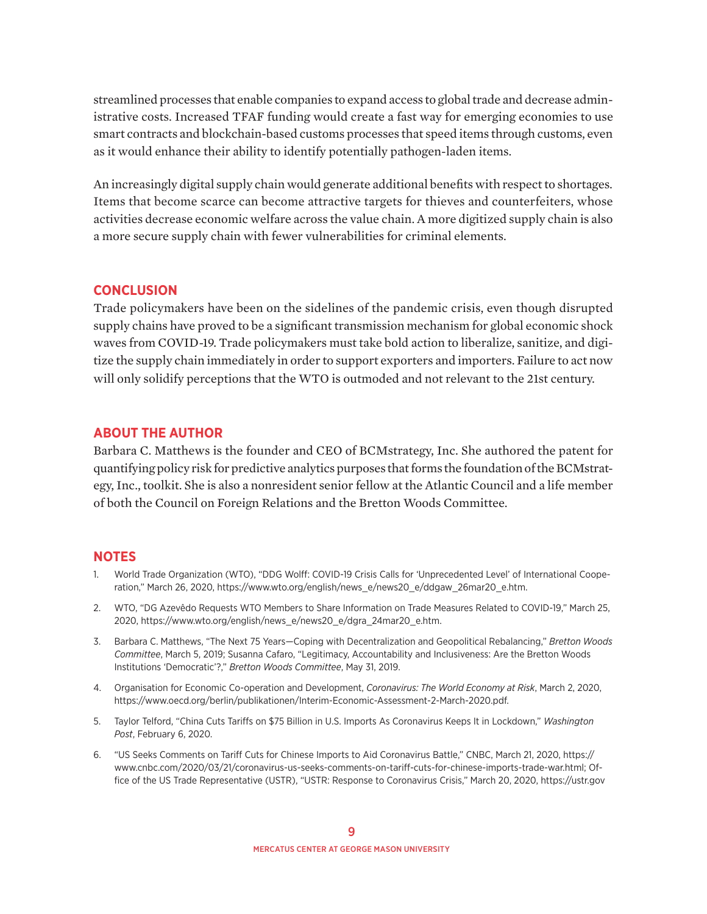streamlined processes that enable companies to expand access to global trade and decrease administrative costs. Increased TFAF funding would create a fast way for emerging economies to use smart contracts and blockchain-based customs processes that speed items through customs, even as it would enhance their ability to identify potentially pathogen-laden items.

An increasingly digital supply chain would generate additional benefits with respect to shortages. Items that become scarce can become attractive targets for thieves and counterfeiters, whose activities decrease economic welfare across the value chain. A more digitized supply chain is also a more secure supply chain with fewer vulnerabilities for criminal elements.

## CONCLUSION

Trade policymakers have been on the sidelines of the pandemic crisis, even though disrupted supply chains have proved to be a significant transmission mechanism for global economic shock waves from COVID-19. Trade policymakers must take bold action to liberalize, sanitize, and digitize the supply chain immediately in order to support exporters and importers. Failure to act now will only solidify perceptions that the WTO is outmoded and not relevant to the 21st century.

## ABOUT THE AUTHOR

Barbara C. Matthews is the founder and CEO of BCMstrategy, Inc. She authored the patent for quantifying policy risk for predictive analytics purposes that forms the foundation of the BCMstrategy, Inc., toolkit. She is also a nonresident senior fellow at the Atlantic Council and a life member of both the Council on Foreign Relations and the Bretton Woods Committee.

## NOTES

1. World Trade Organization (WTO), "DDG Wolff: COVID-19 Crisis Calls for 'Unprecedented Level' of International Cooperation," March 26, 2020, https://www.wto.org/english/news_e/news20_e/ddgaw_26mar20_e.htm.
2. WTO, "DG Azevêdo Requests WTO Members to Share Information on Trade Measures Related to COVID-19," March 25, 2020, https://www.wto.org/english/news_e/news20_e/dgra_24mar20_e.htm.
3. Barbara C. Matthews, "The Next 75 Years—Coping with Decentralization and Geopolitical Rebalancing," *Bretton Woods Committee*, March 5, 2019; Susanna Cafaro, "Legitimacy, Accountability and Inclusiveness: Are the Bretton Woods Institutions 'Democratic'?," *Bretton Woods Committee*, May 31, 2019.
4. Organisation for Economic Co-operation and Development, *Coronavirus: The World Economy at Risk*, March 2, 2020, https://www.oecd.org/berlin/publikationen/Interim-Economic-Assessment-2-March-2020.pdf.
5. Taylor Telford, "China Cuts Tariffs on $75 Billion in U.S. Imports As Coronavirus Keeps It in Lockdown," *Washington Post*, February 6, 2020.
6. "US Seeks Comments on Tariff Cuts for Chinese Imports to Aid Coronavirus Battle," CNBC, March 21, 2020, https://www.cnbc.com/2020/03/21/coronavirus-us-seeks-comments-on-tariff-cuts-for-chinese-imports-trade-war.html; Office of the US Trade Representative (USTR), "USTR: Response to Coronavirus Crisis," March 20, 2020, https://ustr.gov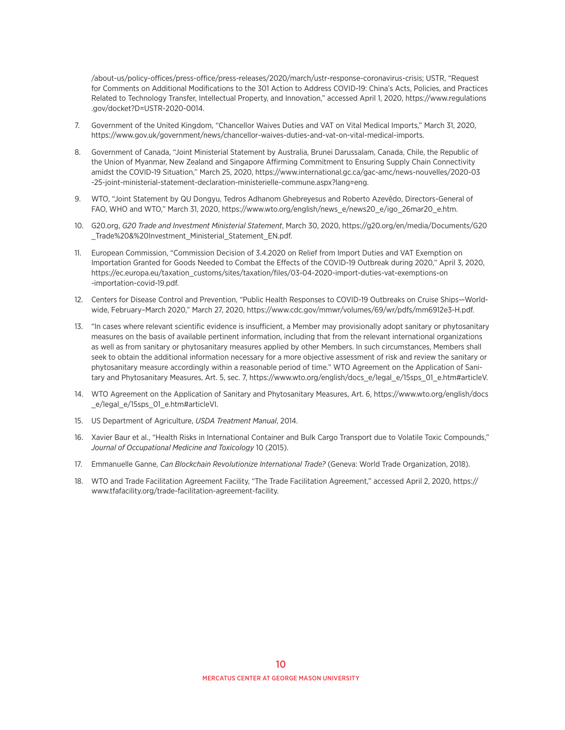/about-us/policy-offices/press-office/press-releases/2020/march/ustr-response-coronavirus-crisis; USTR, "Request for Comments on Additional Modifications to the 301 Action to Address COVID-19: China's Acts, Policies, and Practices Related to Technology Transfer, Intellectual Property, and Innovation," accessed April 1, 2020, https://www.regulations.gov/docket?D=USTR-2020-0014.

7. Government of the United Kingdom, "Chancellor Waives Duties and VAT on Vital Medical Imports," March 31, 2020, https://www.gov.uk/government/news/chancellor-waives-duties-and-vat-on-vital-medical-imports.

8. Government of Canada, "Joint Ministerial Statement by Australia, Brunei Darussalam, Canada, Chile, the Republic of the Union of Myanmar, New Zealand and Singapore Affirming Commitment to Ensuring Supply Chain Connectivity amidst the COVID-19 Situation," March 25, 2020, https://www.international.gc.ca/gac-amc/news-nouvelles/2020-03-25-joint-ministerial-statement-declaration-ministerielle-commune.aspx?lang=eng.

9. WTO, "Joint Statement by QU Dongyu, Tedros Adhanom Ghebreyesus and Roberto Azevêdo, Directors-General of FAO, WHO and WTO," March 31, 2020, https://www.wto.org/english/news_e/news20_e/igo_26mar20_e.htm.

10. G20.org, *G20 Trade and Investment Ministerial Statement*, March 30, 2020, https://g20.org/en/media/Documents/G20_Trade%20&%20Investment_Ministerial_Statement_EN.pdf.

11. European Commission, "Commission Decision of 3.4.2020 on Relief from Import Duties and VAT Exemption on Importation Granted for Goods Needed to Combat the Effects of the COVID-19 Outbreak during 2020," April 3, 2020, https://ec.europa.eu/taxation_customs/sites/taxation/files/03-04-2020-import-duties-vat-exemptions-on-importation-covid-19.pdf.

12. Centers for Disease Control and Prevention, "Public Health Responses to COVID-19 Outbreaks on Cruise Ships—Worldwide, February–March 2020," March 27, 2020, https://www.cdc.gov/mmwr/volumes/69/wr/pdfs/mm6912e3-H.pdf.

13. "In cases where relevant scientific evidence is insufficient, a Member may provisionally adopt sanitary or phytosanitary measures on the basis of available pertinent information, including that from the relevant international organizations as well as from sanitary or phytosanitary measures applied by other Members. In such circumstances, Members shall seek to obtain the additional information necessary for a more objective assessment of risk and review the sanitary or phytosanitary measure accordingly within a reasonable period of time." WTO Agreement on the Application of Sanitary and Phytosanitary Measures, Art. 5, sec. 7, https://www.wto.org/english/docs_e/legal_e/15sps_01_e.htm#articleV.

14. WTO Agreement on the Application of Sanitary and Phytosanitary Measures, Art. 6, https://www.wto.org/english/docs_e/legal_e/15sps_01_e.htm#articleVI.

15. US Department of Agriculture, *USDA Treatment Manual*, 2014.

16. Xavier Baur et al., "Health Risks in International Container and Bulk Cargo Transport due to Volatile Toxic Compounds," *Journal of Occupational Medicine and Toxicology* 10 (2015).

17. Emmanuelle Ganne, *Can Blockchain Revolutionize International Trade?* (Geneva: World Trade Organization, 2018).

18. WTO and Trade Facilitation Agreement Facility, "The Trade Facilitation Agreement," accessed April 2, 2020, https://www.tfafacility.org/trade-facilitation-agreement-facility.